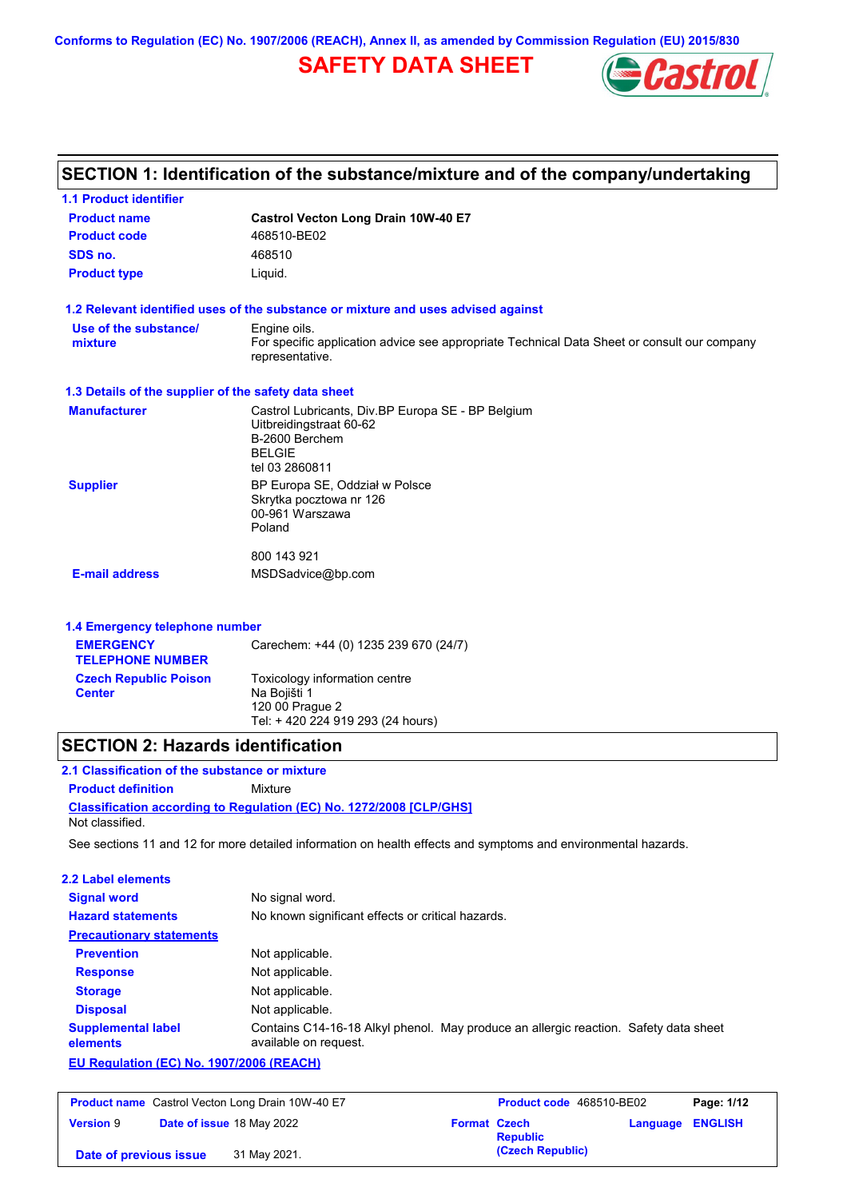Conforms to Regulation (EC) No. 1907/2006 (REACH), Annex II, as amended by Commission Regulation (EU) 2015/830

# SAFETY DATA SHEET

## SECTION 1: Identification of the substance/mixture and of the company/undertaking

### 1.1 Product identifier

| | |
|---|---|
| **Product name** | **Castrol Vecton Long Drain 10W-40 E7** |
| **Product code** | 468510-BE02 |
| **SDS no.** | 468510 |
| **Product type** | Liquid. |

### 1.2 Relevant identified uses of the substance or mixture and uses advised against

**Use of the substance/ mixture**: Engine oils.
For specific application advice see appropriate Technical Data Sheet or consult our company representative.

### 1.3 Details of the supplier of the safety data sheet

**Manufacturer**
Castrol Lubricants, Div.BP Europa SE - BP Belgium
Uitbreidingstraat 60-62
B-2600 Berchem
BELGIE
tel 03 2860811

**Supplier**
BP Europa SE, Oddział w Polsce
Skrytka pocztowa nr 126
00-961 Warszawa
Poland

800 143 921

**E-mail address**: MSDSadvice@bp.com

### 1.4 Emergency telephone number

**EMERGENCY TELEPHONE NUMBER**: Carechem: +44 (0) 1235 239 670 (24/7)

**Czech Republic Poison Center**
Toxicology information centre
Na Bojišti 1
120 00 Prague 2
Tel: + 420 224 919 293 (24 hours)

## SECTION 2: Hazards identification

### 2.1 Classification of the substance or mixture

**Product definition**: Mixture

**Classification according to Regulation (EC) No. 1272/2008 [CLP/GHS]**
Not classified.

See sections 11 and 12 for more detailed information on health effects and symptoms and environmental hazards.

### 2.2 Label elements

| | |
|---|---|
| **Signal word** | No signal word. |
| **Hazard statements** | No known significant effects or critical hazards. |

**Precautionary statements**

| | |
|---|---|
| **Prevention** | Not applicable. |
| **Response** | Not applicable. |
| **Storage** | Not applicable. |
| **Disposal** | Not applicable. |
| **Supplemental label elements** | Contains C14-16-18 Alkyl phenol. May produce an allergic reaction. Safety data sheet available on request. |

**EU Regulation (EC) No. 1907/2006 (REACH)**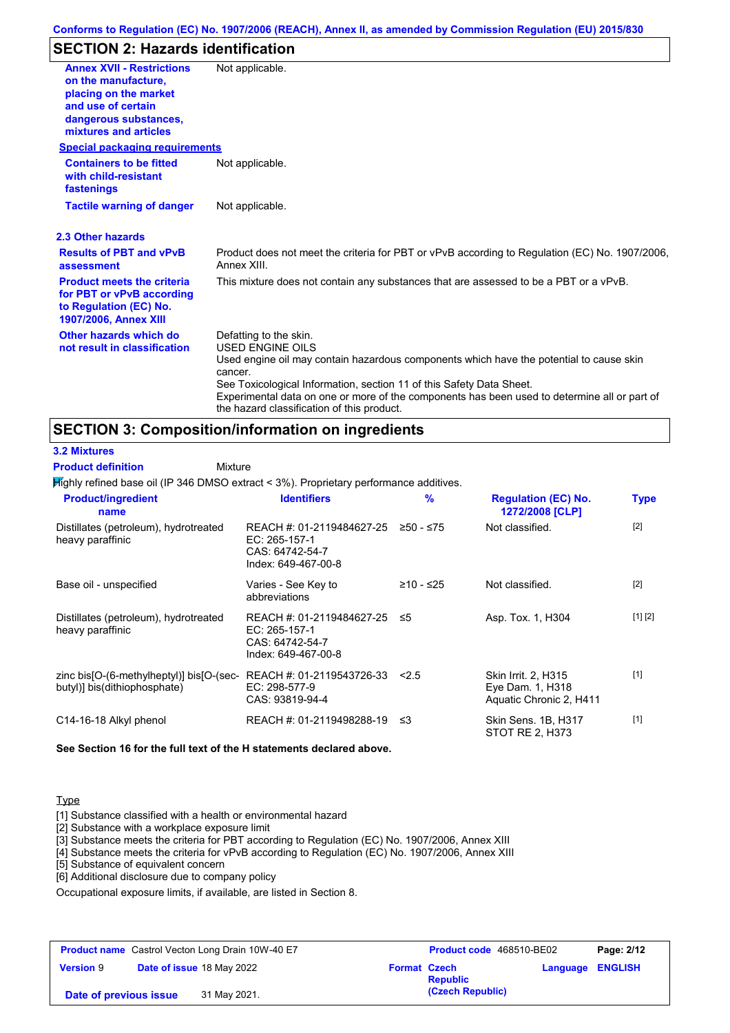## SECTION 2: Hazards identification

| | |
|---|---|
| **Annex XVII - Restrictions on the manufacture, placing on the market and use of certain dangerous substances, mixtures and articles** | Not applicable. |

**Special packaging requirements**

| | |
|---|---|
| **Containers to be fitted with child-resistant fastenings** | Not applicable. |
| **Tactile warning of danger** | Not applicable. |

### 2.3 Other hazards

| | |
|---|---|
| **Results of PBT and vPvB assessment** | Product does not meet the criteria for PBT or vPvB according to Regulation (EC) No. 1907/2006, Annex XIII. |
| **Product meets the criteria for PBT or vPvB according to Regulation (EC) No. 1907/2006, Annex XIII** | This mixture does not contain any substances that are assessed to be a PBT or a vPvB. |
| **Other hazards which do not result in classification** | Defatting to the skin.<br>USED ENGINE OILS<br>Used engine oil may contain hazardous components which have the potential to cause skin cancer.<br>See Toxicological Information, section 11 of this Safety Data Sheet.<br>Experimental data on one or more of the components has been used to determine all or part of the hazard classification of this product. |

## SECTION 3: Composition/information on ingredients

### 3.2 Mixtures

**Product definition** Mixture

Highly refined base oil (IP 346 DMSO extract < 3%). Proprietary performance additives.

| Product/ingredient name | Identifiers | % | Regulation (EC) No. 1272/2008 [CLP] | Type |
|---|---|---|---|---|
| Distillates (petroleum), hydrotreated heavy paraffinic | REACH #: 01-2119484627-25<br>EC: 265-157-1<br>CAS: 64742-54-7<br>Index: 649-467-00-8 | ≥50 - ≤75 | Not classified. | [2] |
| Base oil - unspecified | Varies - See Key to abbreviations | ≥10 - ≤25 | Not classified. | [2] |
| Distillates (petroleum), hydrotreated heavy paraffinic | REACH #: 01-2119484627-25<br>EC: 265-157-1<br>CAS: 64742-54-7<br>Index: 649-467-00-8 | ≤5 | Asp. Tox. 1, H304 | [1] [2] |
| zinc bis[O-(6-methylheptyl)] bis[O-(sec-butyl)] bis(dithiophosphate) | REACH #: 01-2119543726-33<br>EC: 298-577-9<br>CAS: 93819-94-4 | <2.5 | Skin Irrit. 2, H315<br>Eye Dam. 1, H318<br>Aquatic Chronic 2, H411 | [1] |
| C14-16-18 Alkyl phenol | REACH #: 01-2119498288-19 | ≤3 | Skin Sens. 1B, H317<br>STOT RE 2, H373 | [1] |

**See Section 16 for the full text of the H statements declared above.**

Type

[1] Substance classified with a health or environmental hazard
[2] Substance with a workplace exposure limit
[3] Substance meets the criteria for PBT according to Regulation (EC) No. 1907/2006, Annex XIII
[4] Substance meets the criteria for vPvB according to Regulation (EC) No. 1907/2006, Annex XIII
[5] Substance of equivalent concern
[6] Additional disclosure due to company policy

Occupational exposure limits, if available, are listed in Section 8.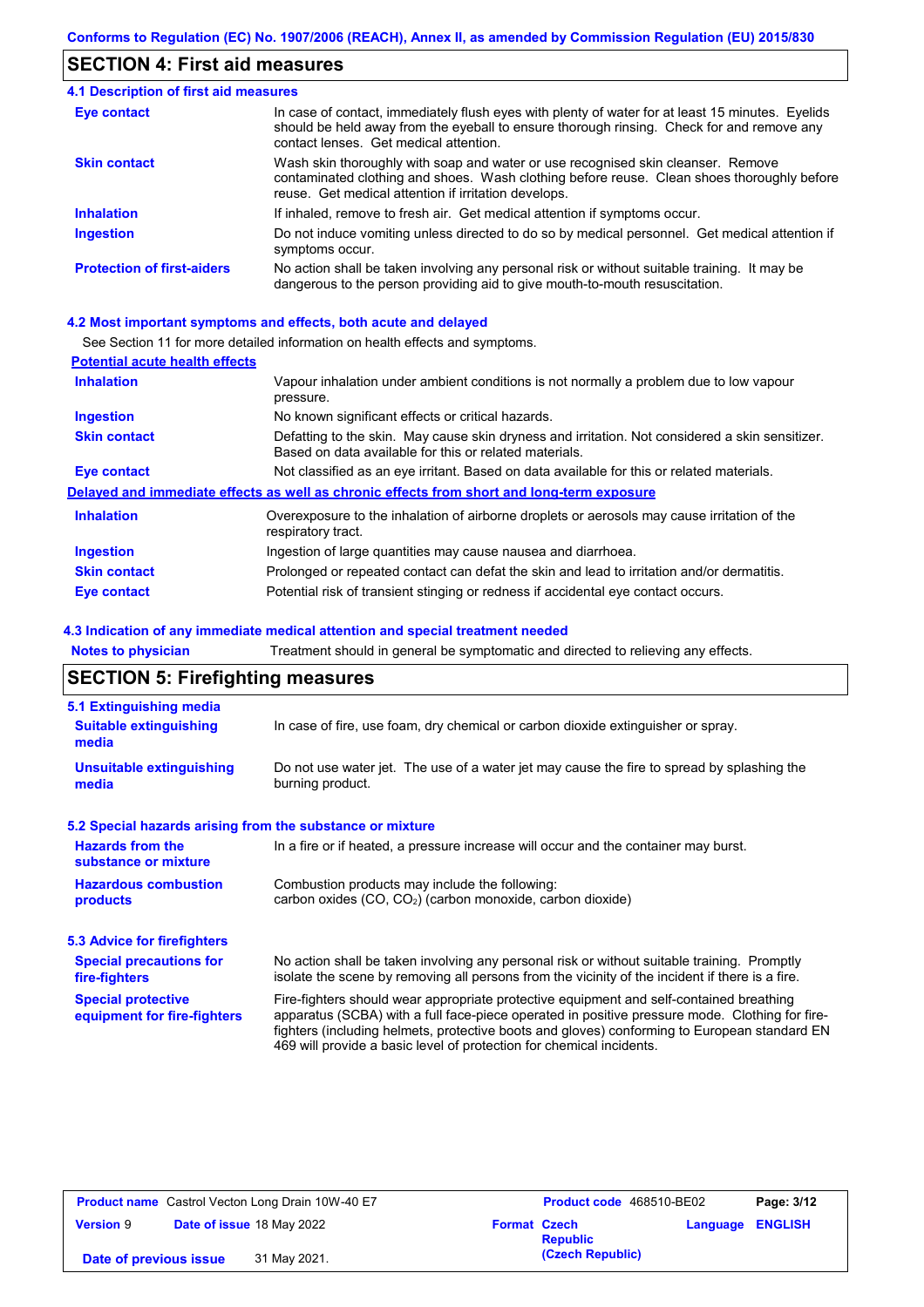## SECTION 4: First aid measures

### 4.1 Description of first aid measures

| | |
|---|---|
| **Eye contact** | In case of contact, immediately flush eyes with plenty of water for at least 15 minutes. Eyelids should be held away from the eyeball to ensure thorough rinsing. Check for and remove any contact lenses. Get medical attention. |
| **Skin contact** | Wash skin thoroughly with soap and water or use recognised skin cleanser. Remove contaminated clothing and shoes. Wash clothing before reuse. Clean shoes thoroughly before reuse. Get medical attention if irritation develops. |
| **Inhalation** | If inhaled, remove to fresh air. Get medical attention if symptoms occur. |
| **Ingestion** | Do not induce vomiting unless directed to do so by medical personnel. Get medical attention if symptoms occur. |
| **Protection of first-aiders** | No action shall be taken involving any personal risk or without suitable training. It may be dangerous to the person providing aid to give mouth-to-mouth resuscitation. |

### 4.2 Most important symptoms and effects, both acute and delayed

See Section 11 for more detailed information on health effects and symptoms.

**Potential acute health effects**

| | |
|---|---|
| **Inhalation** | Vapour inhalation under ambient conditions is not normally a problem due to low vapour pressure. |
| **Ingestion** | No known significant effects or critical hazards. |
| **Skin contact** | Defatting to the skin. May cause skin dryness and irritation. Not considered a skin sensitizer. Based on data available for this or related materials. |
| **Eye contact** | Not classified as an eye irritant. Based on data available for this or related materials. |

**Delayed and immediate effects as well as chronic effects from short and long-term exposure**

| | |
|---|---|
| **Inhalation** | Overexposure to the inhalation of airborne droplets or aerosols may cause irritation of the respiratory tract. |
| **Ingestion** | Ingestion of large quantities may cause nausea and diarrhoea. |
| **Skin contact** | Prolonged or repeated contact can defat the skin and lead to irritation and/or dermatitis. |
| **Eye contact** | Potential risk of transient stinging or redness if accidental eye contact occurs. |

### 4.3 Indication of any immediate medical attention and special treatment needed

| | |
|---|---|
| **Notes to physician** | Treatment should in general be symptomatic and directed to relieving any effects. |

## SECTION 5: Firefighting measures

### 5.1 Extinguishing media

| | |
|---|---|
| **Suitable extinguishing media** | In case of fire, use foam, dry chemical or carbon dioxide extinguisher or spray. |
| **Unsuitable extinguishing media** | Do not use water jet. The use of a water jet may cause the fire to spread by splashing the burning product. |

### 5.2 Special hazards arising from the substance or mixture

| | |
|---|---|
| **Hazards from the substance or mixture** | In a fire or if heated, a pressure increase will occur and the container may burst. |
| **Hazardous combustion products** | Combustion products may include the following: carbon oxides ($CO$, $CO_2$) (carbon monoxide, carbon dioxide) |

### 5.3 Advice for firefighters

| | |
|---|---|
| **Special precautions for fire-fighters** | No action shall be taken involving any personal risk or without suitable training. Promptly isolate the scene by removing all persons from the vicinity of the incident if there is a fire. |
| **Special protective equipment for fire-fighters** | Fire-fighters should wear appropriate protective equipment and self-contained breathing apparatus (SCBA) with a full face-piece operated in positive pressure mode. Clothing for fire-fighters (including helmets, protective boots and gloves) conforming to European standard EN 469 will provide a basic level of protection for chemical incidents. |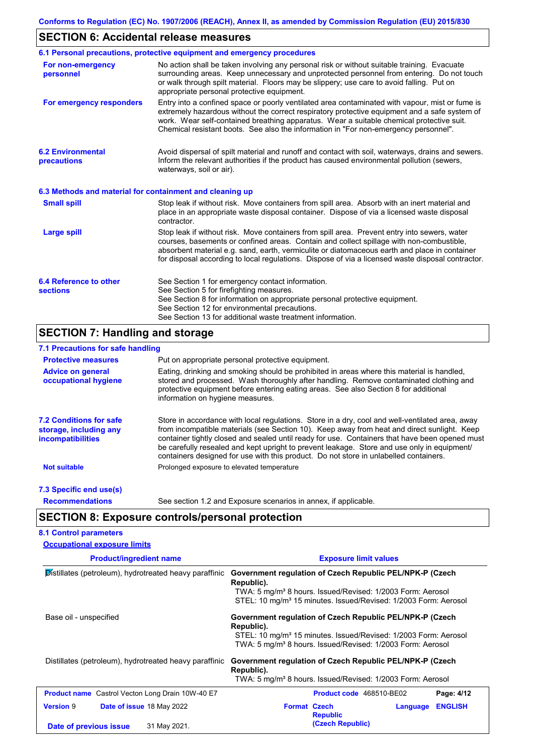## SECTION 6: Accidental release measures

### 6.1 Personal precautions, protective equipment and emergency procedures

**For non-emergency personnel**

No action shall be taken involving any personal risk or without suitable training. Evacuate surrounding areas. Keep unnecessary and unprotected personnel from entering. Do not touch or walk through spilt material. Floors may be slippery; use care to avoid falling. Put on appropriate personal protective equipment.

**For emergency responders**

Entry into a confined space or poorly ventilated area contaminated with vapour, mist or fume is extremely hazardous without the correct respiratory protective equipment and a safe system of work. Wear self-contained breathing apparatus. Wear a suitable chemical protective suit. Chemical resistant boots. See also the information in "For non-emergency personnel".

### 6.2 Environmental precautions

Avoid dispersal of spilt material and runoff and contact with soil, waterways, drains and sewers. Inform the relevant authorities if the product has caused environmental pollution (sewers, waterways, soil or air).

### 6.3 Methods and material for containment and cleaning up

**Small spill**

Stop leak if without risk. Move containers from spill area. Absorb with an inert material and place in an appropriate waste disposal container. Dispose of via a licensed waste disposal contractor.

**Large spill**

Stop leak if without risk. Move containers from spill area. Prevent entry into sewers, water courses, basements or confined areas. Contain and collect spillage with non-combustible, absorbent material e.g. sand, earth, vermiculite or diatomaceous earth and place in container for disposal according to local regulations. Dispose of via a licensed waste disposal contractor.

### 6.4 Reference to other sections

See Section 1 for emergency contact information.
See Section 5 for firefighting measures.
See Section 8 for information on appropriate personal protective equipment.
See Section 12 for environmental precautions.
See Section 13 for additional waste treatment information.

## SECTION 7: Handling and storage

### 7.1 Precautions for safe handling

**Protective measures**

Put on appropriate personal protective equipment.

**Advice on general occupational hygiene**

Eating, drinking and smoking should be prohibited in areas where this material is handled, stored and processed. Wash thoroughly after handling. Remove contaminated clothing and protective equipment before entering eating areas. See also Section 8 for additional information on hygiene measures.

### 7.2 Conditions for safe storage, including any incompatibilities

Store in accordance with local regulations. Store in a dry, cool and well-ventilated area, away from incompatible materials (see Section 10). Keep away from heat and direct sunlight. Keep container tightly closed and sealed until ready for use. Containers that have been opened must be carefully resealed and kept upright to prevent leakage. Store and use only in equipment/containers designed for use with this product. Do not store in unlabelled containers.

**Not suitable**

Prolonged exposure to elevated temperature

### 7.3 Specific end use(s)

**Recommendations**

See section 1.2 and Exposure scenarios in annex, if applicable.

## SECTION 8: Exposure controls/personal protection

### 8.1 Control parameters

**Occupational exposure limits**

| Product/ingredient name | Exposure limit values |
|---|---|
| Distillates (petroleum), hydrotreated heavy paraffinic | **Government regulation of Czech Republic PEL/NPK-P (Czech Republic).**<br>TWA: 5 mg/m³ 8 hours. Issued/Revised: 1/2003 Form: Aerosol<br>STEL: 10 mg/m³ 15 minutes. Issued/Revised: 1/2003 Form: Aerosol |
| Base oil - unspecified | **Government regulation of Czech Republic PEL/NPK-P (Czech Republic).**<br>STEL: 10 mg/m³ 15 minutes. Issued/Revised: 1/2003 Form: Aerosol<br>TWA: 5 mg/m³ 8 hours. Issued/Revised: 1/2003 Form: Aerosol |
| Distillates (petroleum), hydrotreated heavy paraffinic | **Government regulation of Czech Republic PEL/NPK-P (Czech Republic).**<br>TWA: 5 mg/m³ 8 hours. Issued/Revised: 1/2003 Form: Aerosol |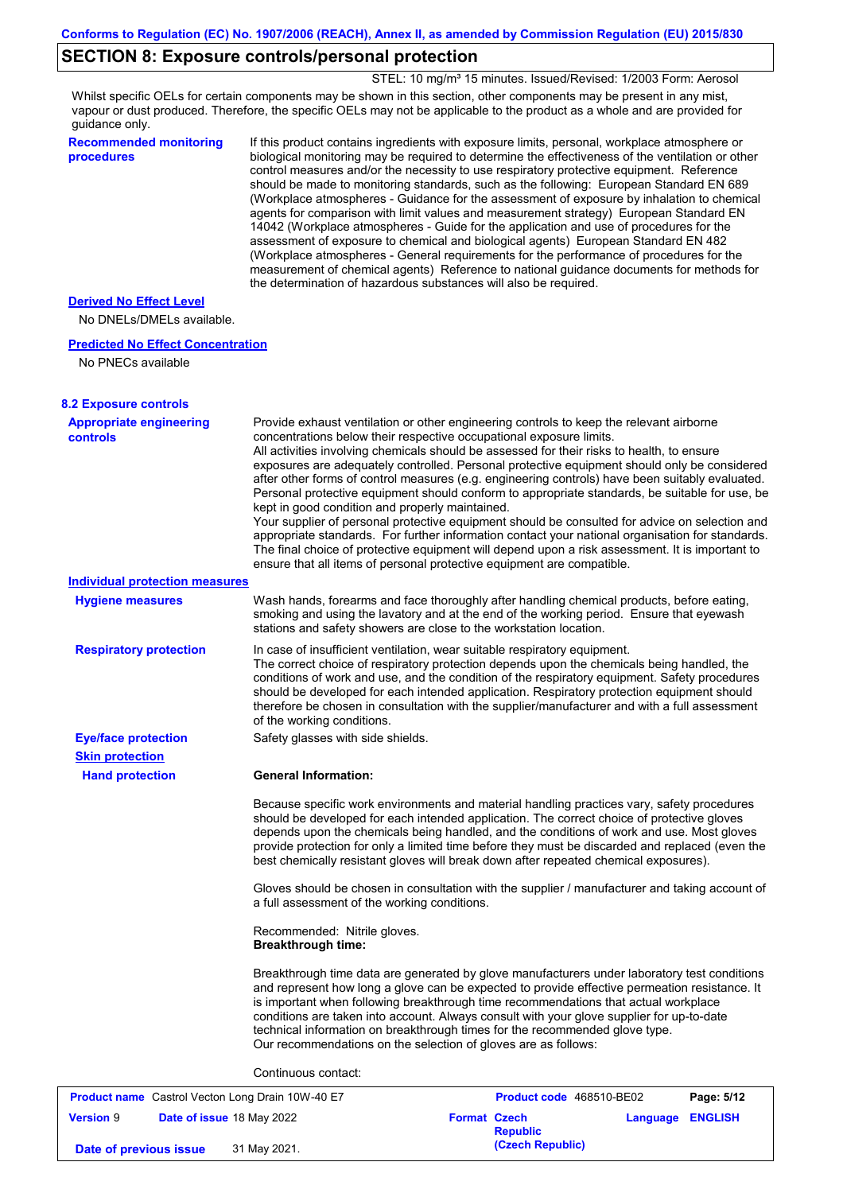## SECTION 8: Exposure controls/personal protection

STEL: 10 mg/m³ 15 minutes. Issued/Revised: 1/2003 Form: Aerosol

Whilst specific OELs for certain components may be shown in this section, other components may be present in any mist, vapour or dust produced. Therefore, the specific OELs may not be applicable to the product as a whole and are provided for guidance only.

**Recommended monitoring procedures**

If this product contains ingredients with exposure limits, personal, workplace atmosphere or biological monitoring may be required to determine the effectiveness of the ventilation or other control measures and/or the necessity to use respiratory protective equipment. Reference should be made to monitoring standards, such as the following: European Standard EN 689 (Workplace atmospheres - Guidance for the assessment of exposure by inhalation to chemical agents for comparison with limit values and measurement strategy) European Standard EN 14042 (Workplace atmospheres - Guide for the application and use of procedures for the assessment of exposure to chemical and biological agents) European Standard EN 482 (Workplace atmospheres - General requirements for the performance of procedures for the measurement of chemical agents) Reference to national guidance documents for methods for the determination of hazardous substances will also be required.

**Derived No Effect Level**

No DNELs/DMELs available.

**Predicted No Effect Concentration**

No PNECs available

### 8.2 Exposure controls

**Appropriate engineering controls**

Provide exhaust ventilation or other engineering controls to keep the relevant airborne concentrations below their respective occupational exposure limits.
All activities involving chemicals should be assessed for their risks to health, to ensure exposures are adequately controlled. Personal protective equipment should only be considered after other forms of control measures (e.g. engineering controls) have been suitably evaluated. Personal protective equipment should conform to appropriate standards, be suitable for use, be kept in good condition and properly maintained.
Your supplier of personal protective equipment should be consulted for advice on selection and appropriate standards. For further information contact your national organisation for standards. The final choice of protective equipment will depend upon a risk assessment. It is important to ensure that all items of personal protective equipment are compatible.

**Individual protection measures**

**Hygiene measures**

Wash hands, forearms and face thoroughly after handling chemical products, before eating, smoking and using the lavatory and at the end of the working period. Ensure that eyewash stations and safety showers are close to the workstation location.

**Respiratory protection**

In case of insufficient ventilation, wear suitable respiratory equipment.
The correct choice of respiratory protection depends upon the chemicals being handled, the conditions of work and use, and the condition of the respiratory equipment. Safety procedures should be developed for each intended application. Respiratory protection equipment should therefore be chosen in consultation with the supplier/manufacturer and with a full assessment of the working conditions.

**Eye/face protection**

Safety glasses with side shields.

**Skin protection**

**Hand protection**

**General Information:**

Because specific work environments and material handling practices vary, safety procedures should be developed for each intended application. The correct choice of protective gloves depends upon the chemicals being handled, and the conditions of work and use. Most gloves provide protection for only a limited time before they must be discarded and replaced (even the best chemically resistant gloves will break down after repeated chemical exposures).

Gloves should be chosen in consultation with the supplier / manufacturer and taking account of a full assessment of the working conditions.

Recommended: Nitrile gloves.
**Breakthrough time:**

Breakthrough time data are generated by glove manufacturers under laboratory test conditions and represent how long a glove can be expected to provide effective permeation resistance. It is important when following breakthrough time recommendations that actual workplace conditions are taken into account. Always consult with your glove supplier for up-to-date technical information on breakthrough times for the recommended glove type.
Our recommendations on the selection of gloves are as follows:

Continuous contact: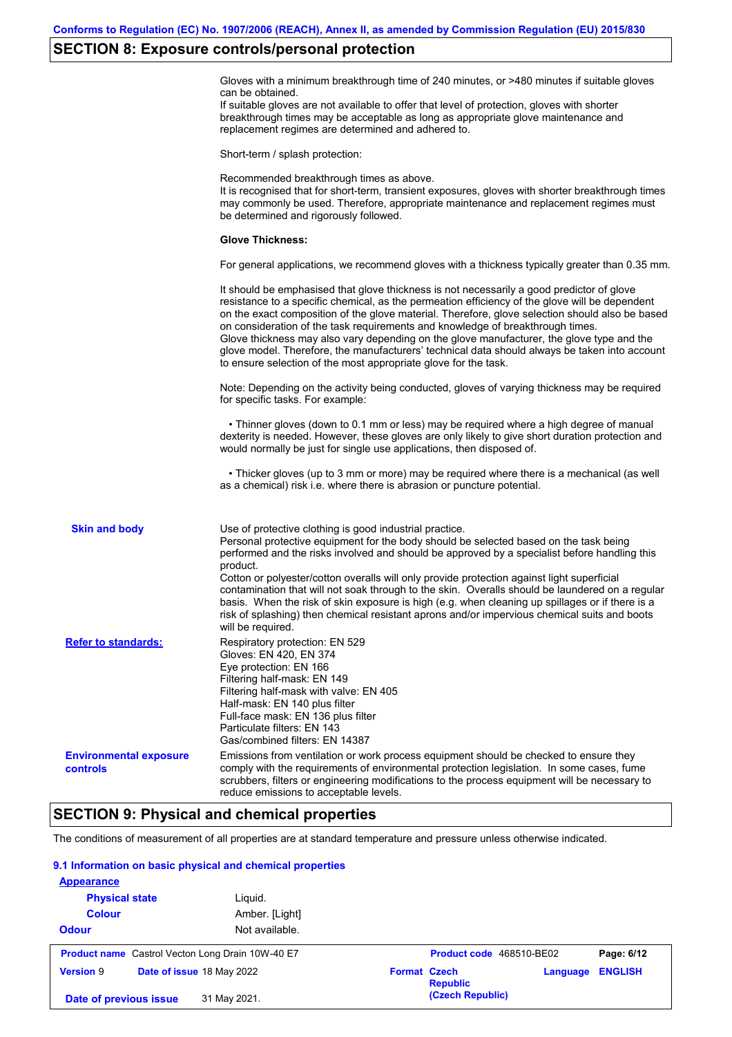## SECTION 8: Exposure controls/personal protection

Gloves with a minimum breakthrough time of 240 minutes, or >480 minutes if suitable gloves can be obtained.
If suitable gloves are not available to offer that level of protection, gloves with shorter breakthrough times may be acceptable as long as appropriate glove maintenance and replacement regimes are determined and adhered to.

Short-term / splash protection:

Recommended breakthrough times as above.
It is recognised that for short-term, transient exposures, gloves with shorter breakthrough times may commonly be used. Therefore, appropriate maintenance and replacement regimes must be determined and rigorously followed.

**Glove Thickness:**

For general applications, we recommend gloves with a thickness typically greater than 0.35 mm.

It should be emphasised that glove thickness is not necessarily a good predictor of glove resistance to a specific chemical, as the permeation efficiency of the glove will be dependent on the exact composition of the glove material. Therefore, glove selection should also be based on consideration of the task requirements and knowledge of breakthrough times.
Glove thickness may also vary depending on the glove manufacturer, the glove type and the glove model. Therefore, the manufacturers' technical data should always be taken into account to ensure selection of the most appropriate glove for the task.

Note: Depending on the activity being conducted, gloves of varying thickness may be required for specific tasks. For example:

- Thinner gloves (down to 0.1 mm or less) may be required where a high degree of manual dexterity is needed. However, these gloves are only likely to give short duration protection and would normally be just for single use applications, then disposed of.

- Thicker gloves (up to 3 mm or more) may be required where there is a mechanical (as well as a chemical) risk i.e. where there is abrasion or puncture potential.

**Skin and body**

Use of protective clothing is good industrial practice.
Personal protective equipment for the body should be selected based on the task being performed and the risks involved and should be approved by a specialist before handling this product.
Cotton or polyester/cotton overalls will only provide protection against light superficial contamination that will not soak through to the skin. Overalls should be laundered on a regular basis. When the risk of skin exposure is high (e.g. when cleaning up spillages or if there is a risk of splashing) then chemical resistant aprons and/or impervious chemical suits and boots will be required.

**Refer to standards:**

Respiratory protection: EN 529
Gloves: EN 420, EN 374
Eye protection: EN 166
Filtering half-mask: EN 149
Filtering half-mask with valve: EN 405
Half-mask: EN 140 plus filter
Full-face mask: EN 136 plus filter
Particulate filters: EN 143
Gas/combined filters: EN 14387

**Environmental exposure controls**

Emissions from ventilation or work process equipment should be checked to ensure they comply with the requirements of environmental protection legislation. In some cases, fume scrubbers, filters or engineering modifications to the process equipment will be necessary to reduce emissions to acceptable levels.

## SECTION 9: Physical and chemical properties

The conditions of measurement of all properties are at standard temperature and pressure unless otherwise indicated.

### 9.1 Information on basic physical and chemical properties

**Appearance**

| | |
|---|---|
| **Physical state** | Liquid. |
| **Colour** | Amber. [Light] |
| **Odour** | Not available. |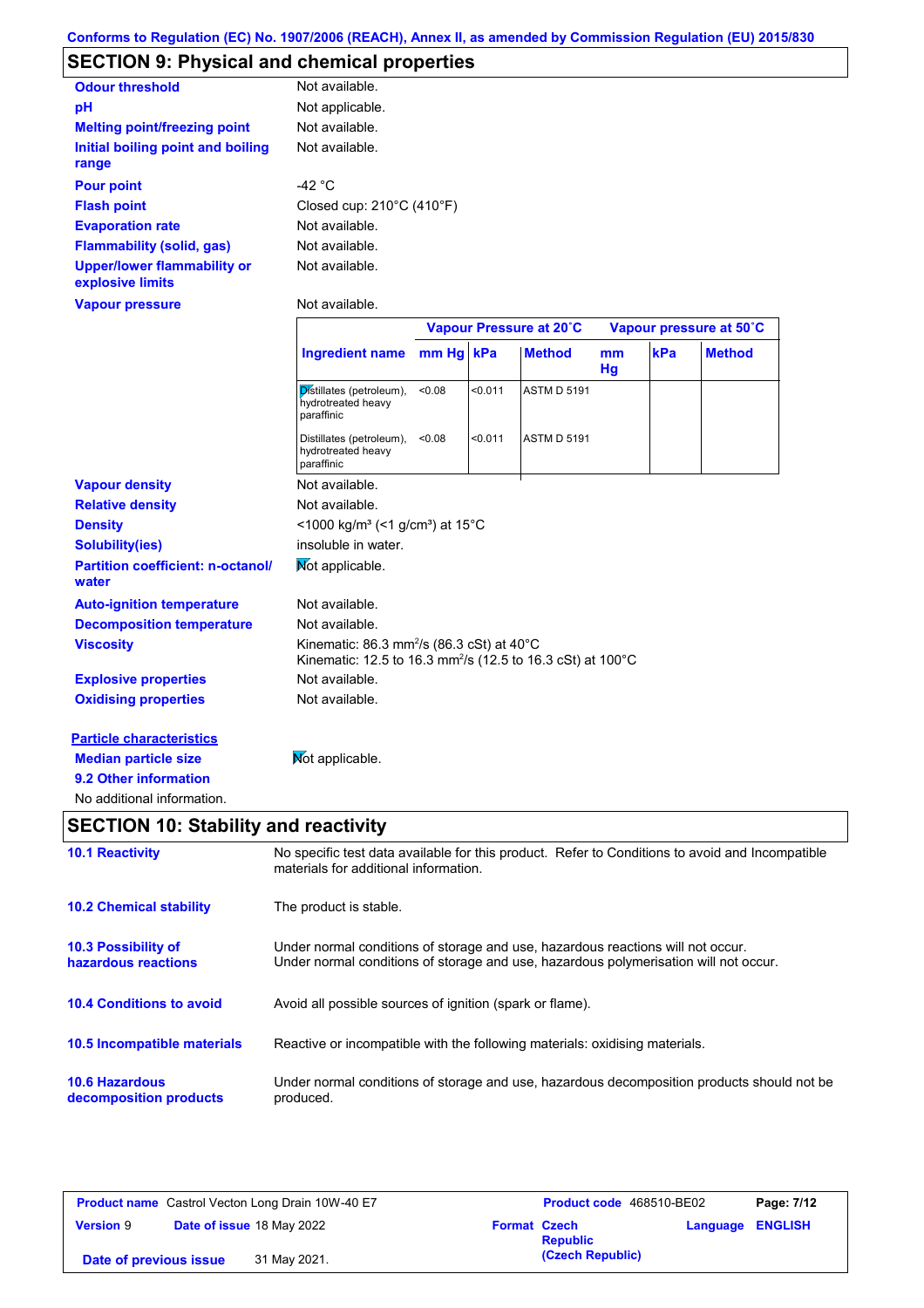Conforms to Regulation (EC) No. 1907/2006 (REACH), Annex II, as amended by Commission Regulation (EU) 2015/830

## SECTION 9: Physical and chemical properties

| | |
|---|---|
| **Odour threshold** | Not available. |
| **pH** | Not applicable. |
| **Melting point/freezing point** | Not available. |
| **Initial boiling point and boiling range** | Not available. |
| **Pour point** | -42 °C |
| **Flash point** | Closed cup: 210°C (410°F) |
| **Evaporation rate** | Not available. |
| **Flammability (solid, gas)** | Not available. |
| **Upper/lower flammability or explosive limits** | Not available. |
| **Vapour pressure** | Not available. |

| | Vapour Pressure at 20˚C | | | Vapour pressure at 50˚C | | |
|---|---|---|---|---|---|---|
| **Ingredient name** | **mm Hg** | **kPa** | **Method** | **mm Hg** | **kPa** | **Method** |
| Distillates (petroleum), hydrotreated heavy paraffinic | <0.08 | <0.011 | ASTM D 5191 | | | |
| Distillates (petroleum), hydrotreated heavy paraffinic | <0.08 | <0.011 | ASTM D 5191 | | | |

| | |
|---|---|
| **Vapour density** | Not available. |
| **Relative density** | Not available. |
| **Density** | <1000 kg/m³ (<1 g/cm³) at 15°C |
| **Solubility(ies)** | insoluble in water. |
| **Partition coefficient: n-octanol/water** | Not applicable. |
| **Auto-ignition temperature** | Not available. |
| **Decomposition temperature** | Not available. |
| **Viscosity** | Kinematic: 86.3 mm²/s (86.3 cSt) at 40°C<br>Kinematic: 12.5 to 16.3 mm²/s (12.5 to 16.3 cSt) at 100°C |
| **Explosive properties** | Not available. |
| **Oxidising properties** | Not available. |

**Particle characteristics**

| | |
|---|---|
| **Median particle size** | Not applicable. |

**9.2 Other information**

No additional information.

## SECTION 10: Stability and reactivity

| | |
|---|---|
| **10.1 Reactivity** | No specific test data available for this product. Refer to Conditions to avoid and Incompatible materials for additional information. |
| **10.2 Chemical stability** | The product is stable. |
| **10.3 Possibility of hazardous reactions** | Under normal conditions of storage and use, hazardous reactions will not occur.<br>Under normal conditions of storage and use, hazardous polymerisation will not occur. |
| **10.4 Conditions to avoid** | Avoid all possible sources of ignition (spark or flame). |
| **10.5 Incompatible materials** | Reactive or incompatible with the following materials: oxidising materials. |
| **10.6 Hazardous decomposition products** | Under normal conditions of storage and use, hazardous decomposition products should not be produced. |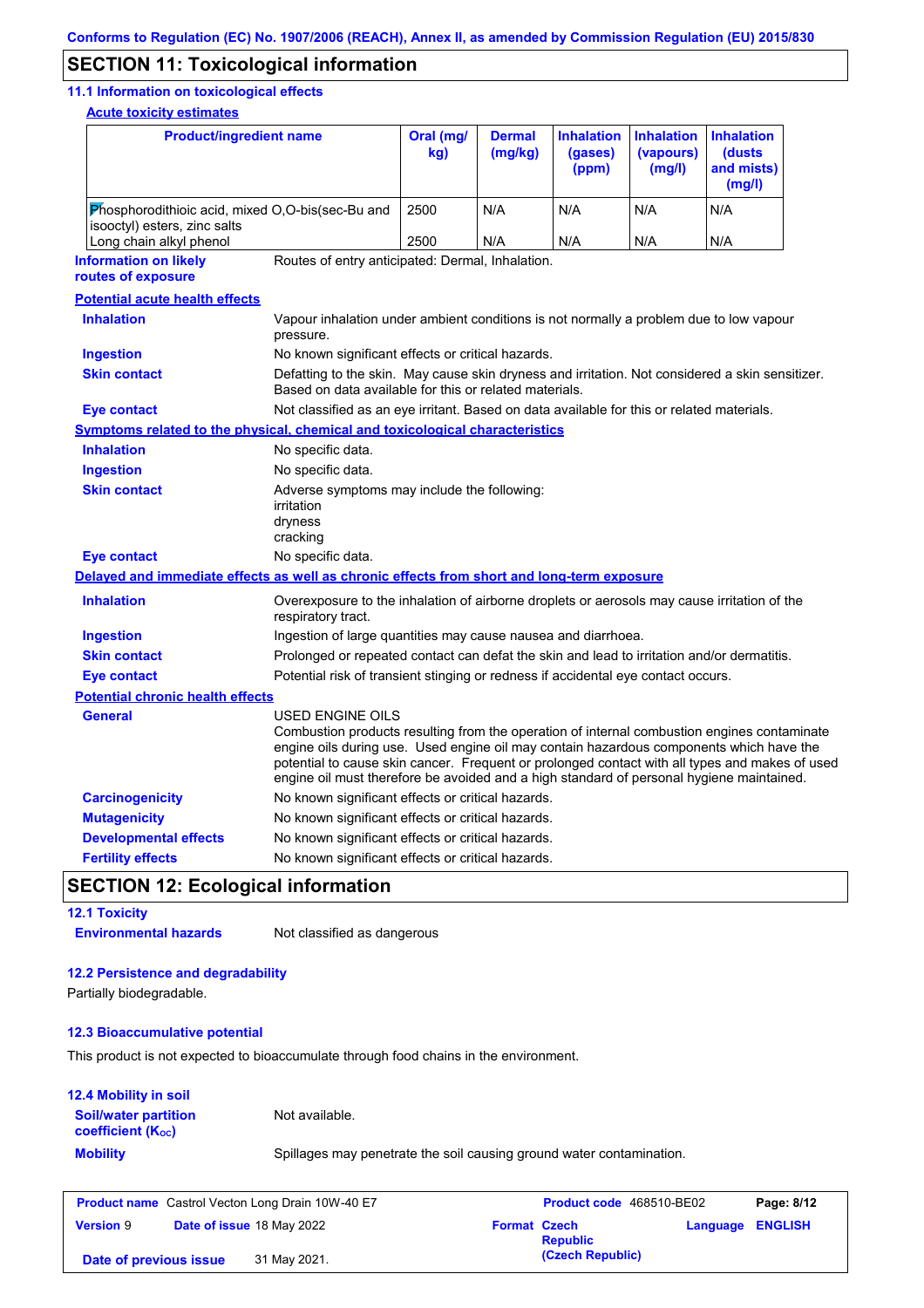Conforms to Regulation (EC) No. 1907/2006 (REACH), Annex II, as amended by Commission Regulation (EU) 2015/830

# SECTION 11: Toxicological information

## 11.1 Information on toxicological effects

**Acute toxicity estimates**

| Product/ingredient name | Oral (mg/kg) | Dermal (mg/kg) | Inhalation (gases) (ppm) | Inhalation (vapours) (mg/l) | Inhalation (dusts and mists) (mg/l) |
|---|---|---|---|---|---|
| Phosphorodithioic acid, mixed O,O-bis(sec-Bu and isooctyl) esters, zinc salts | 2500 | N/A | N/A | N/A | N/A |
| Long chain alkyl phenol | 2500 | N/A | N/A | N/A | N/A |

**Information on likely routes of exposure**: Routes of entry anticipated: Dermal, Inhalation.

**Potential acute health effects**

**Inhalation**: Vapour inhalation under ambient conditions is not normally a problem due to low vapour pressure.

**Ingestion**: No known significant effects or critical hazards.

**Skin contact**: Defatting to the skin. May cause skin dryness and irritation. Not considered a skin sensitizer. Based on data available for this or related materials.

**Eye contact**: Not classified as an eye irritant. Based on data available for this or related materials.

**Symptoms related to the physical, chemical and toxicological characteristics**

**Inhalation**: No specific data.

**Ingestion**: No specific data.

**Skin contact**: Adverse symptoms may include the following:
irritation
dryness
cracking

**Eye contact**: No specific data.

**Delayed and immediate effects as well as chronic effects from short and long-term exposure**

**Inhalation**: Overexposure to the inhalation of airborne droplets or aerosols may cause irritation of the respiratory tract.

**Ingestion**: Ingestion of large quantities may cause nausea and diarrhoea.

**Skin contact**: Prolonged or repeated contact can defat the skin and lead to irritation and/or dermatitis.

**Eye contact**: Potential risk of transient stinging or redness if accidental eye contact occurs.

**Potential chronic health effects**

**General**: USED ENGINE OILS
Combustion products resulting from the operation of internal combustion engines contaminate engine oils during use. Used engine oil may contain hazardous components which have the potential to cause skin cancer. Frequent or prolonged contact with all types and makes of used engine oil must therefore be avoided and a high standard of personal hygiene maintained.

**Carcinogenicity**: No known significant effects or critical hazards.

**Mutagenicity**: No known significant effects or critical hazards.

**Developmental effects**: No known significant effects or critical hazards.

**Fertility effects**: No known significant effects or critical hazards.

# SECTION 12: Ecological information

## 12.1 Toxicity

**Environmental hazards**: Not classified as dangerous

## 12.2 Persistence and degradability

Partially biodegradable.

## 12.3 Bioaccumulative potential

This product is not expected to bioaccumulate through food chains in the environment.

## 12.4 Mobility in soil

**Soil/water partition coefficient ($K_{OC}$)**: Not available.

**Mobility**: Spillages may penetrate the soil causing ground water contamination.

| Product name | Castrol Vecton Long Drain 10W-40 E7 | Product code | 468510-BE02 |
|---|---|---|---|
| Version | 9 | Date of issue | 18 May 2022 |
| Format | Czech Republic (Czech Republic) | Language | ENGLISH |
| Date of previous issue | 31 May 2021. | | |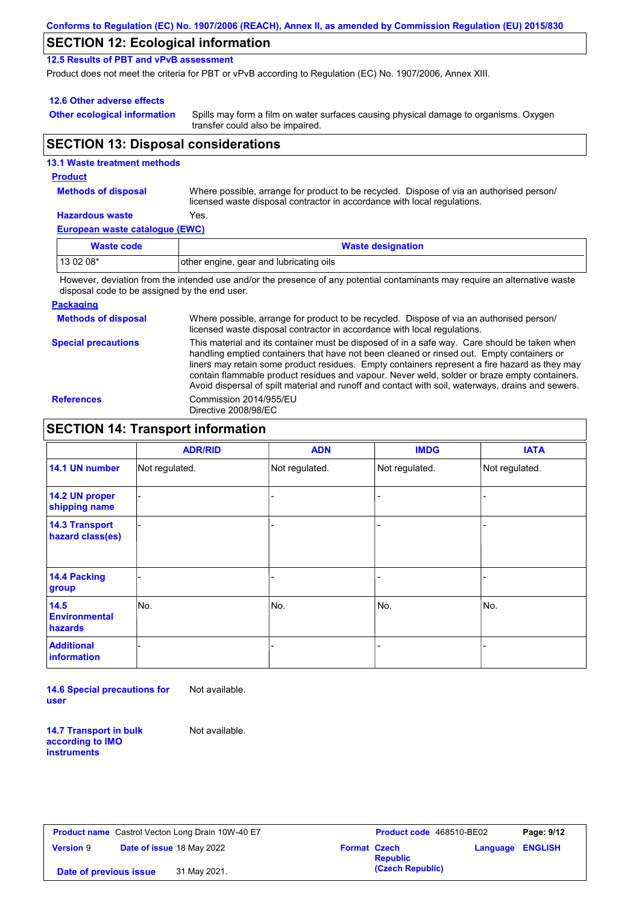## SECTION 12: Ecological information

### 12.5 Results of PBT and vPvB assessment

Product does not meet the criteria for PBT or vPvB according to Regulation (EC) No. 1907/2006, Annex XIII.

### 12.6 Other adverse effects

**Other ecological information**: Spills may form a film on water surfaces causing physical damage to organisms. Oxygen transfer could also be impaired.

## SECTION 13: Disposal considerations

### 13.1 Waste treatment methods

**Product**

**Methods of disposal**: Where possible, arrange for product to be recycled. Dispose of via an authorised person/ licensed waste disposal contractor in accordance with local regulations.

**Hazardous waste**: Yes.

**European waste catalogue (EWC)**

| Waste code | Waste designation |
|---|---|
| 13 02 08* | other engine, gear and lubricating oils |

However, deviation from the intended use and/or the presence of any potential contaminants may require an alternative waste disposal code to be assigned by the end user.

**Packaging**

**Methods of disposal**: Where possible, arrange for product to be recycled. Dispose of via an authorised person/ licensed waste disposal contractor in accordance with local regulations.

**Special precautions**: This material and its container must be disposed of in a safe way. Care should be taken when handling emptied containers that have not been cleaned or rinsed out. Empty containers or liners may retain some product residues. Empty containers represent a fire hazard as they may contain flammable product residues and vapour. Never weld, solder or braze empty containers. Avoid dispersal of spilt material and runoff and contact with soil, waterways, drains and sewers.

**References**: Commission 2014/955/EU
Directive 2008/98/EC

## SECTION 14: Transport information

| | ADR/RID | ADN | IMDG | IATA |
|---|---|---|---|---|
| **14.1 UN number** | Not regulated. | Not regulated. | Not regulated. | Not regulated. |
| **14.2 UN proper shipping name** | - | - | - | - |
| **14.3 Transport hazard class(es)** | - | - | - | - |
| **14.4 Packing group** | - | - | - | - |
| **14.5 Environmental hazards** | No. | No. | No. | No. |
| **Additional information** | - | - | - | - |

**14.6 Special precautions for user**: Not available.

**14.7 Transport in bulk according to IMO instruments**: Not available.

| **Product name** Castrol Vecton Long Drain 10W-40 E7 | **Product code** 468510-BE02 | |
|---|---|---|
| **Version** 9 **Date of issue** 18 May 2022 | **Format** Czech Republic (Czech Republic) | **Language** ENGLISH |
| **Date of previous issue** 31 May 2021. | | |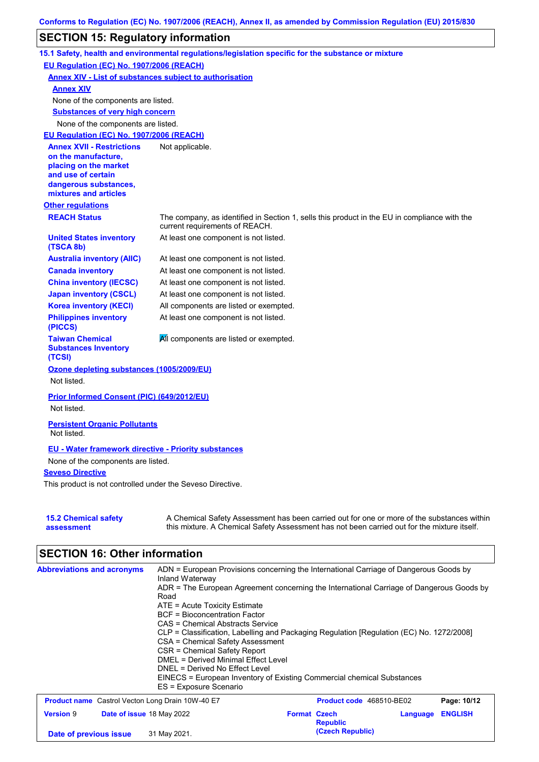Conforms to Regulation (EC) No. 1907/2006 (REACH), Annex II, as amended by Commission Regulation (EU) 2015/830

## SECTION 15: Regulatory information

### 15.1 Safety, health and environmental regulations/legislation specific for the substance or mixture

**EU Regulation (EC) No. 1907/2006 (REACH)**

**Annex XIV - List of substances subject to authorisation**

**Annex XIV**

None of the components are listed.

**Substances of very high concern**

None of the components are listed.

**EU Regulation (EC) No. 1907/2006 (REACH)**

| | |
|---|---|
| **Annex XVII - Restrictions on the manufacture, placing on the market and use of certain dangerous substances, mixtures and articles** | Not applicable. |

**Other regulations**

| | |
|---|---|
| **REACH Status** | The company, as identified in Section 1, sells this product in the EU in compliance with the current requirements of REACH. |
| **United States inventory (TSCA 8b)** | At least one component is not listed. |
| **Australia inventory (AIIC)** | At least one component is not listed. |
| **Canada inventory** | At least one component is not listed. |
| **China inventory (IECSC)** | At least one component is not listed. |
| **Japan inventory (CSCL)** | At least one component is not listed. |
| **Korea inventory (KECI)** | All components are listed or exempted. |
| **Philippines inventory (PICCS)** | At least one component is not listed. |
| **Taiwan Chemical Substances Inventory (TCSI)** | All components are listed or exempted. |

**Ozone depleting substances (1005/2009/EU)**

Not listed.

**Prior Informed Consent (PIC) (649/2012/EU)**

Not listed.

**Persistent Organic Pollutants**

Not listed.

**EU - Water framework directive - Priority substances**

None of the components are listed.

**Seveso Directive**

This product is not controlled under the Seveso Directive.

| | |
|---|---|
| **15.2 Chemical safety assessment** | A Chemical Safety Assessment has been carried out for one or more of the substances within this mixture. A Chemical Safety Assessment has not been carried out for the mixture itself. |

## SECTION 16: Other information

**Abbreviations and acronyms**

ADN = European Provisions concerning the International Carriage of Dangerous Goods by Inland Waterway
ADR = The European Agreement concerning the International Carriage of Dangerous Goods by Road
ATE = Acute Toxicity Estimate
BCF = Bioconcentration Factor
CAS = Chemical Abstracts Service
CLP = Classification, Labelling and Packaging Regulation [Regulation (EC) No. 1272/2008]
CSA = Chemical Safety Assessment
CSR = Chemical Safety Report
DMEL = Derived Minimal Effect Level
DNEL = Derived No Effect Level
EINECS = European Inventory of Existing Commercial chemical Substances
ES = Exposure Scenario

| | | | |
|---|---|---|---|
| **Product name** Castrol Vecton Long Drain 10W-40 E7 | | **Product code** 468510-BE02 | |
| **Version** 9 | **Date of issue** 18 May 2022 | **Format** Czech Republic (Czech Republic) | **Language** ENGLISH |
| **Date of previous issue** | 31 May 2021. | | |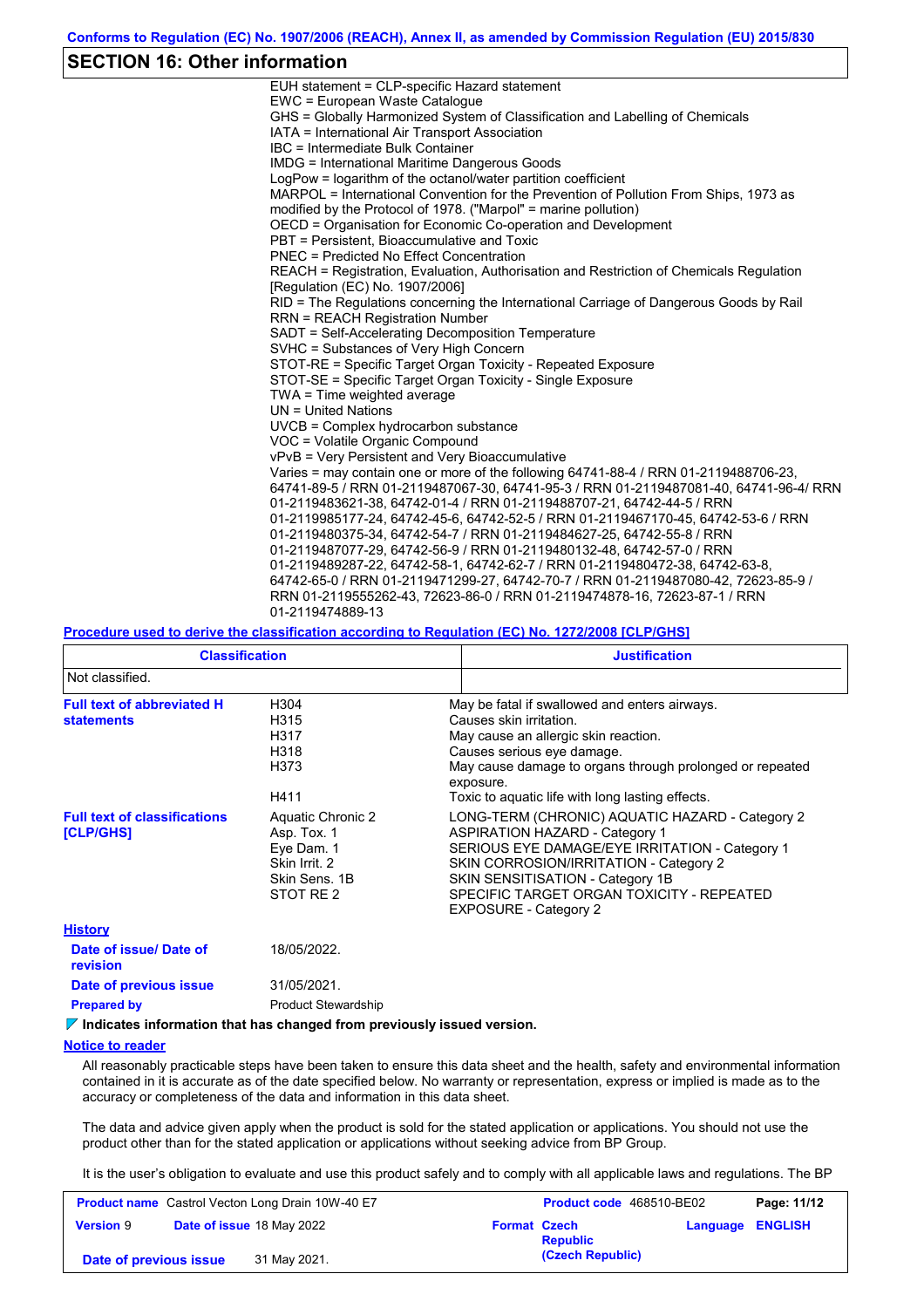## SECTION 16: Other information

EUH statement = CLP-specific Hazard statement
EWC = European Waste Catalogue
GHS = Globally Harmonized System of Classification and Labelling of Chemicals
IATA = International Air Transport Association
IBC = Intermediate Bulk Container
IMDG = International Maritime Dangerous Goods
LogPow = logarithm of the octanol/water partition coefficient
MARPOL = International Convention for the Prevention of Pollution From Ships, 1973 as modified by the Protocol of 1978. ("Marpol" = marine pollution)
OECD = Organisation for Economic Co-operation and Development
PBT = Persistent, Bioaccumulative and Toxic
PNEC = Predicted No Effect Concentration
REACH = Registration, Evaluation, Authorisation and Restriction of Chemicals Regulation [Regulation (EC) No. 1907/2006]
RID = The Regulations concerning the International Carriage of Dangerous Goods by Rail
RRN = REACH Registration Number
SADT = Self-Accelerating Decomposition Temperature
SVHC = Substances of Very High Concern
STOT-RE = Specific Target Organ Toxicity - Repeated Exposure
STOT-SE = Specific Target Organ Toxicity - Single Exposure
TWA = Time weighted average
UN = United Nations
UVCB = Complex hydrocarbon substance
VOC = Volatile Organic Compound
vPvB = Very Persistent and Very Bioaccumulative
Varies = may contain one or more of the following 64741-88-4 / RRN 01-2119488706-23, 64741-89-5 / RRN 01-2119487067-30, 64741-95-3 / RRN 01-2119487081-40, 64741-96-4/ RRN 01-2119483621-38, 64742-01-4 / RRN 01-2119488707-21, 64742-44-5 / RRN 01-2119985177-24, 64742-45-6, 64742-52-5 / RRN 01-2119467170-45, 64742-53-6 / RRN 01-2119480375-34, 64742-54-7 / RRN 01-2119484627-25, 64742-55-8 / RRN 01-2119487077-29, 64742-56-9 / RRN 01-2119480132-48, 64742-57-0 / RRN 01-2119489287-22, 64742-58-1, 64742-62-7 / RRN 01-2119480472-38, 64742-63-8, 64742-65-0 / RRN 01-2119471299-27, 64742-70-7 / RRN 01-2119487080-42, 72623-85-9 / RRN 01-2119555262-43, 72623-86-0 / RRN 01-2119474878-16, 72623-87-1 / RRN 01-2119474889-13

**Procedure used to derive the classification according to Regulation (EC) No. 1272/2008 [CLP/GHS]**

| Classification | Justification |
|---|---|
| Not classified. | |

**Full text of abbreviated H statements**

| | |
|---|---|
| H304 | May be fatal if swallowed and enters airways. |
| H315 | Causes skin irritation. |
| H317 | May cause an allergic skin reaction. |
| H318 | Causes serious eye damage. |
| H373 | May cause damage to organs through prolonged or repeated exposure. |
| H411 | Toxic to aquatic life with long lasting effects. |

**Full text of classifications [CLP/GHS]**

| | |
|---|---|
| Aquatic Chronic 2 | LONG-TERM (CHRONIC) AQUATIC HAZARD - Category 2 |
| Asp. Tox. 1 | ASPIRATION HAZARD - Category 1 |
| Eye Dam. 1 | SERIOUS EYE DAMAGE/EYE IRRITATION - Category 1 |
| Skin Irrit. 2 | SKIN CORROSION/IRRITATION - Category 2 |
| Skin Sens. 1B | SKIN SENSITISATION - Category 1B |
| STOT RE 2 | SPECIFIC TARGET ORGAN TOXICITY - REPEATED EXPOSURE - Category 2 |

**History**

**Date of issue/ Date of revision** 18/05/2022.

**Date of previous issue** 31/05/2021.

**Prepared by** Product Stewardship

**Indicates information that has changed from previously issued version.**

**Notice to reader**

All reasonably practicable steps have been taken to ensure this data sheet and the health, safety and environmental information contained in it is accurate as of the date specified below. No warranty or representation, express or implied is made as to the accuracy or completeness of the data and information in this data sheet.

The data and advice given apply when the product is sold for the stated application or applications. You should not use the product other than for the stated application or applications without seeking advice from BP Group.

It is the user's obligation to evaluate and use this product safely and to comply with all applicable laws and regulations. The BP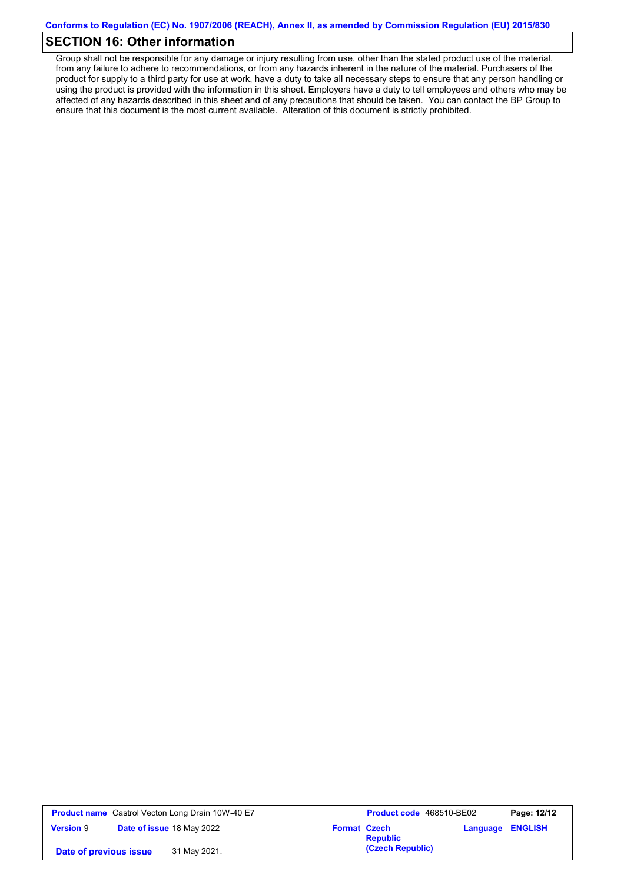## SECTION 16: Other information

Group shall not be responsible for any damage or injury resulting from use, other than the stated product use of the material, from any failure to adhere to recommendations, or from any hazards inherent in the nature of the material. Purchasers of the product for supply to a third party for use at work, have a duty to take all necessary steps to ensure that any person handling or using the product is provided with the information in this sheet. Employers have a duty to tell employees and others who may be affected of any hazards described in this sheet and of any precautions that should be taken. You can contact the BP Group to ensure that this document is the most current available. Alteration of this document is strictly prohibited.